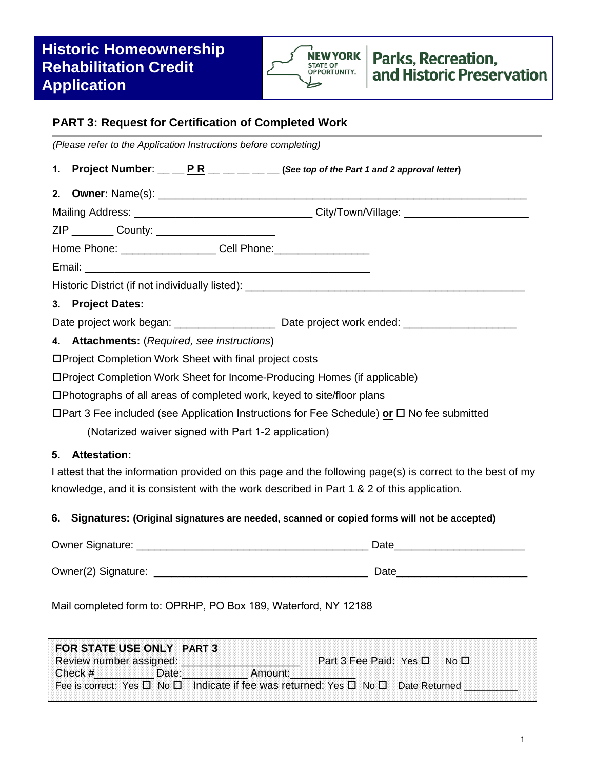# Historic Homeownership Rehabilitation Credit Application

NEW YORK STATE OF OPPORTUNITY. | Parks, Recreation, and Historic Preservation

## PART 3: Request for Certification of Completed Work

*(Please refer to the Application Instructions before completing)*

1. **Project Number**: __ __ **P R** __ __ __ __ __ **(*See top of the Part 1 and 2 approval letter*)**

2. **Owner:** Name(s): ________________________________________________________________

Mailing Address: ______________________________ City/Town/Village: _____________________

ZIP _______ County: ____________________

Home Phone: ________________ Cell Phone:________________

Email: ________________________________________________

Historic District (if not individually listed): _______________________________________________

3. **Project Dates:**

Date project work began: _________________ Date project work ended: ___________________

4. **Attachments:** (*Required, see instructions*)

☐Project Completion Work Sheet with final project costs

☐Project Completion Work Sheet for Income-Producing Homes (if applicable)

☐Photographs of all areas of completed work, keyed to site/floor plans

☐Part 3 Fee included (see Application Instructions for Fee Schedule) **or** ☐ No fee submitted (Notarized waiver signed with Part 1-2 application)

5. **Attestation:**

I attest that the information provided on this page and the following page(s) is correct to the best of my knowledge, and it is consistent with the work described in Part 1 & 2 of this application.

6. **Signatures: (Original signatures are needed, scanned or copied forms will not be accepted)**

Owner Signature: _______________________________________ Date_____________________

Owner(2) Signature: ____________________________________ Date_____________________

Mail completed form to: OPRHP, PO Box 189, Waterford, NY 12188

**FOR STATE USE ONLY PART 3**
Review number assigned: ____________________ Part 3 Fee Paid: Yes ☐ No ☐
Check #__________ Date:___________ Amount:___________
Fee is correct: Yes ☐ No ☐ Indicate if fee was returned: Yes ☐ No ☐ Date Returned _________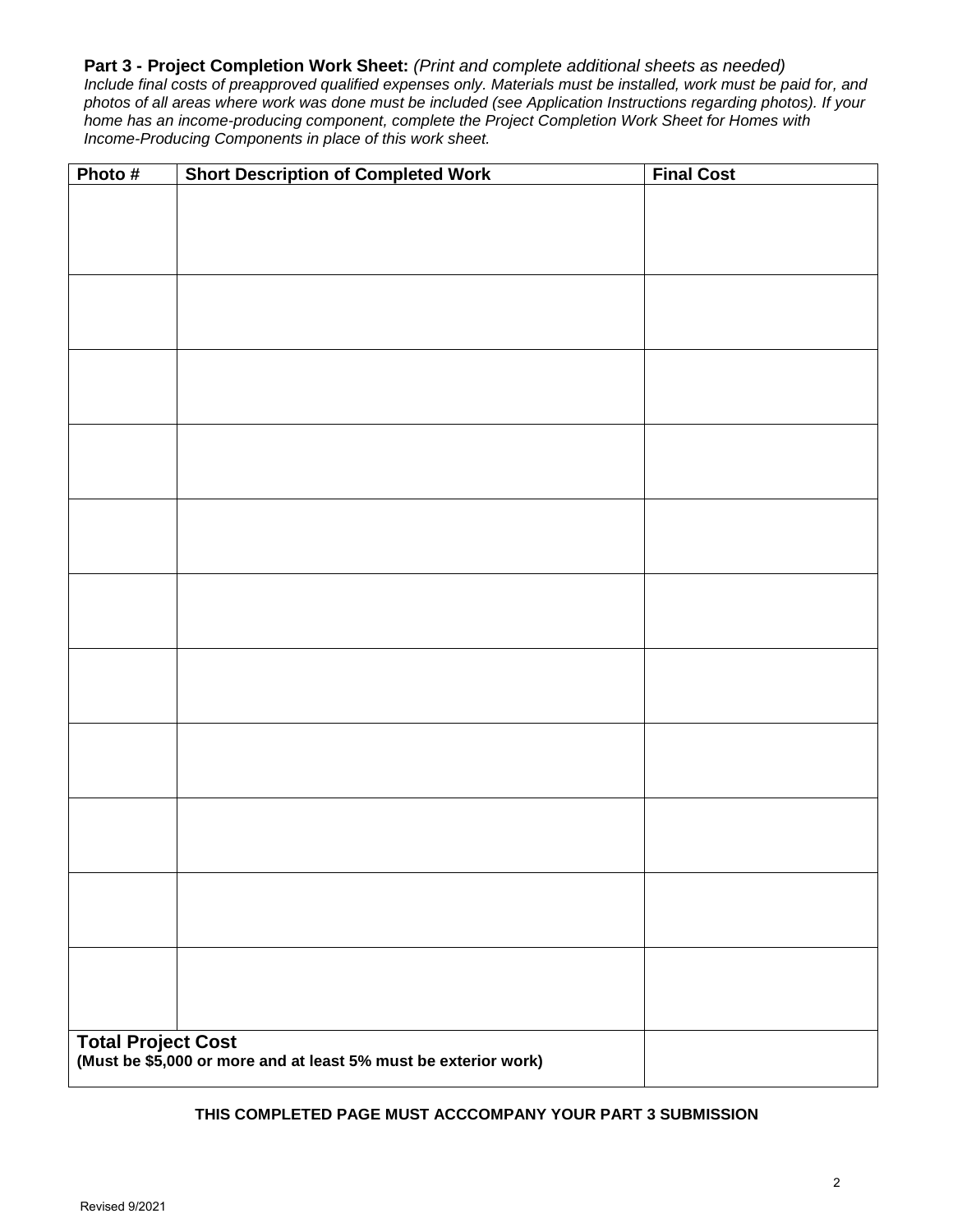**Part 3 - Project Completion Work Sheet:** *(Print and complete additional sheets as needed)*
*Include final costs of preapproved qualified expenses only. Materials must be installed, work must be paid for, and photos of all areas where work was done must be included (see Application Instructions regarding photos). If your home has an income-producing component, complete the Project Completion Work Sheet for Homes with Income-Producing Components in place of this work sheet.*

| Photo # | Short Description of Completed Work | Final Cost |
|---|---|---|
| | | |
| | | |
| | | |
| | | |
| | | |
| | | |
| | | |
| | | |
| | | |
| | | |
| | | |
| **Total Project Cost** **(Must be $5,000 or more and at least 5% must be exterior work)** | | |

**THIS COMPLETED PAGE MUST ACCCOMPANY YOUR PART 3 SUBMISSION**

Revised 9/2021